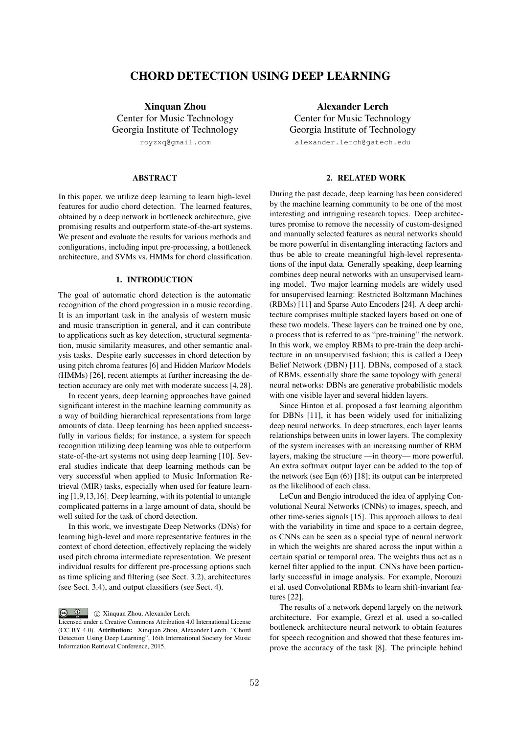# CHORD DETECTION USING DEEP LEARNING

**Xinquan Zhou**
Center for Music Technology
Georgia Institute of Technology
royzxq@gmail.com

**Alexander Lerch**
Center for Music Technology
Georgia Institute of Technology
alexander.lerch@gatech.edu

## ABSTRACT

In this paper, we utilize deep learning to learn high-level features for audio chord detection. The learned features, obtained by a deep network in bottleneck architecture, give promising results and outperform state-of-the-art systems. We present and evaluate the results for various methods and configurations, including input pre-processing, a bottleneck architecture, and SVMs vs. HMMs for chord classification.

## 1. INTRODUCTION

The goal of automatic chord detection is the automatic recognition of the chord progression in a music recording. It is an important task in the analysis of western music and music transcription in general, and it can contribute to applications such as key detection, structural segmentation, music similarity measures, and other semantic analysis tasks. Despite early successes in chord detection by using pitch chroma features [6] and Hidden Markov Models (HMMs) [26], recent attempts at further increasing the detection accuracy are only met with moderate success [4, 28].

In recent years, deep learning approaches have gained significant interest in the machine learning community as a way of building hierarchical representations from large amounts of data. Deep learning has been applied successfully in various fields; for instance, a system for speech recognition utilizing deep learning was able to outperform state-of-the-art systems not using deep learning [10]. Several studies indicate that deep learning methods can be very successful when applied to Music Information Retrieval (MIR) tasks, especially when used for feature learning [1,9,13,16]. Deep learning, with its potential to untangle complicated patterns in a large amount of data, should be well suited for the task of chord detection.

In this work, we investigate Deep Networks (DNs) for learning high-level and more representative features in the context of chord detection, effectively replacing the widely used pitch chroma intermediate representation. We present individual results for different pre-processing options such as time splicing and filtering (see Sect. 3.2), architectures (see Sect. 3.4), and output classifiers (see Sect. 4).

© Xinquan Zhou, Alexander Lerch.
Licensed under a Creative Commons Attribution 4.0 International License (CC BY 4.0). **Attribution:** Xinquan Zhou, Alexander Lerch. "Chord Detection Using Deep Learning", 16th International Society for Music Information Retrieval Conference, 2015.

## 2. RELATED WORK

During the past decade, deep learning has been considered by the machine learning community to be one of the most interesting and intriguing research topics. Deep architectures promise to remove the necessity of custom-designed and manually selected features as neural networks should be more powerful in disentangling interacting factors and thus be able to create meaningful high-level representations of the input data. Generally speaking, deep learning combines deep neural networks with an unsupervised learning model. Two major learning models are widely used for unsupervised learning: Restricted Boltzmann Machines (RBMs) [11] and Sparse Auto Encoders [24]. A deep architecture comprises multiple stacked layers based on one of these two models. These layers can be trained one by one, a process that is referred to as "pre-training" the network. In this work, we employ RBMs to pre-train the deep architecture in an unsupervised fashion; this is called a Deep Belief Network (DBN) [11]. DBNs, composed of a stack of RBMs, essentially share the same topology with general neural networks: DBNs are generative probabilistic models with one visible layer and several hidden layers.

Since Hinton et al. proposed a fast learning algorithm for DBNs [11], it has been widely used for initializing deep neural networks. In deep structures, each layer learns relationships between units in lower layers. The complexity of the system increases with an increasing number of RBM layers, making the structure —in theory— more powerful. An extra softmax output layer can be added to the top of the network (see Eqn (6)) [18]; its output can be interpreted as the likelihood of each class.

LeCun and Bengio introduced the idea of applying Convolutional Neural Networks (CNNs) to images, speech, and other time-series signals [15]. This approach allows to deal with the variability in time and space to a certain degree, as CNNs can be seen as a special type of neural network in which the weights are shared across the input within a certain spatial or temporal area. The weights thus act as a kernel filter applied to the input. CNNs have been particularly successful in image analysis. For example, Norouzi et al. used Convolutional RBMs to learn shift-invariant features [22].

The results of a network depend largely on the network architecture. For example, Grezl et al. used a so-called bottleneck architecture neural network to obtain features for speech recognition and showed that these features improve the accuracy of the task [8]. The principle behind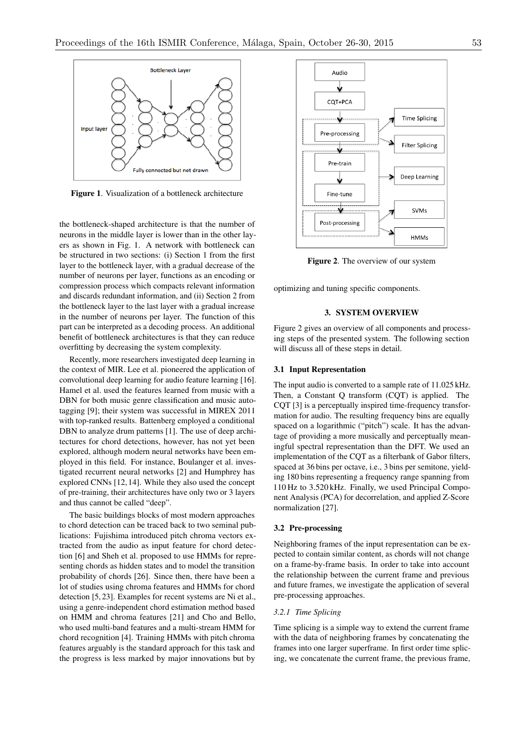Figure 1. Visualization of a bottleneck architecture

the bottleneck-shaped architecture is that the number of neurons in the middle layer is lower than in the other layers as shown in Fig. 1. A network with bottleneck can be structured in two sections: (i) Section 1 from the first layer to the bottleneck layer, with a gradual decrease of the number of neurons per layer, functions as an encoding or compression process which compacts relevant information and discards redundant information, and (ii) Section 2 from the bottleneck layer to the last layer with a gradual increase in the number of neurons per layer. The function of this part can be interpreted as a decoding process. An additional benefit of bottleneck architectures is that they can reduce overfitting by decreasing the system complexity.

Recently, more researchers investigated deep learning in the context of MIR. Lee et al. pioneered the application of convolutional deep learning for audio feature learning [16]. Hamel et al. used the features learned from music with a DBN for both music genre classification and music autotagging [9]; their system was successful in MIREX 2011 with top-ranked results. Battenberg employed a conditional DBN to analyze drum patterns [1]. The use of deep architectures for chord detections, however, has not yet been explored, although modern neural networks have been employed in this field. For instance, Boulanger et al. investigated recurrent neural networks [2] and Humphrey has explored CNNs [12, 14]. While they also used the concept of pre-training, their architectures have only two or 3 layers and thus cannot be called "deep".

The basic buildings blocks of most modern approaches to chord detection can be traced back to two seminal publications: Fujishima introduced pitch chroma vectors extracted from the audio as input feature for chord detection [6] and Sheh et al. proposed to use HMMs for representing chords as hidden states and to model the transition probability of chords [26]. Since then, there have been a lot of studies using chroma features and HMMs for chord detection [5, 23]. Examples for recent systems are Ni et al., using a genre-independent chord estimation method based on HMM and chroma features [21] and Cho and Bello, who used multi-band features and a multi-stream HMM for chord recognition [4]. Training HMMs with pitch chroma features arguably is the standard approach for this task and the progress is less marked by major innovations but by optimizing and tuning specific components.

Figure 2. The overview of our system

## 3. SYSTEM OVERVIEW

Figure 2 gives an overview of all components and processing steps of the presented system. The following section will discuss all of these steps in detail.

### 3.1 Input Representation

The input audio is converted to a sample rate of 11.025 kHz. Then, a Constant Q transform (CQT) is applied. The CQT [3] is a perceptually inspired time-frequency transformation for audio. The resulting frequency bins are equally spaced on a logarithmic ("pitch") scale. It has the advantage of providing a more musically and perceptually meaningful spectral representation than the DFT. We used an implementation of the CQT as a filterbank of Gabor filters, spaced at 36 bins per octave, i.e., 3 bins per semitone, yielding 180 bins representing a frequency range spanning from 110 Hz to 3.520 kHz. Finally, we used Principal Component Analysis (PCA) for decorrelation, and applied Z-Score normalization [27].

### 3.2 Pre-processing

Neighboring frames of the input representation can be expected to contain similar content, as chords will not change on a frame-by-frame basis. In order to take into account the relationship between the current frame and previous and future frames, we investigate the application of several pre-processing approaches.

#### *3.2.1 Time Splicing*

Time splicing is a simple way to extend the current frame with the data of neighboring frames by concatenating the frames into one larger superframe. In first order time splicing, we concatenate the current frame, the previous frame,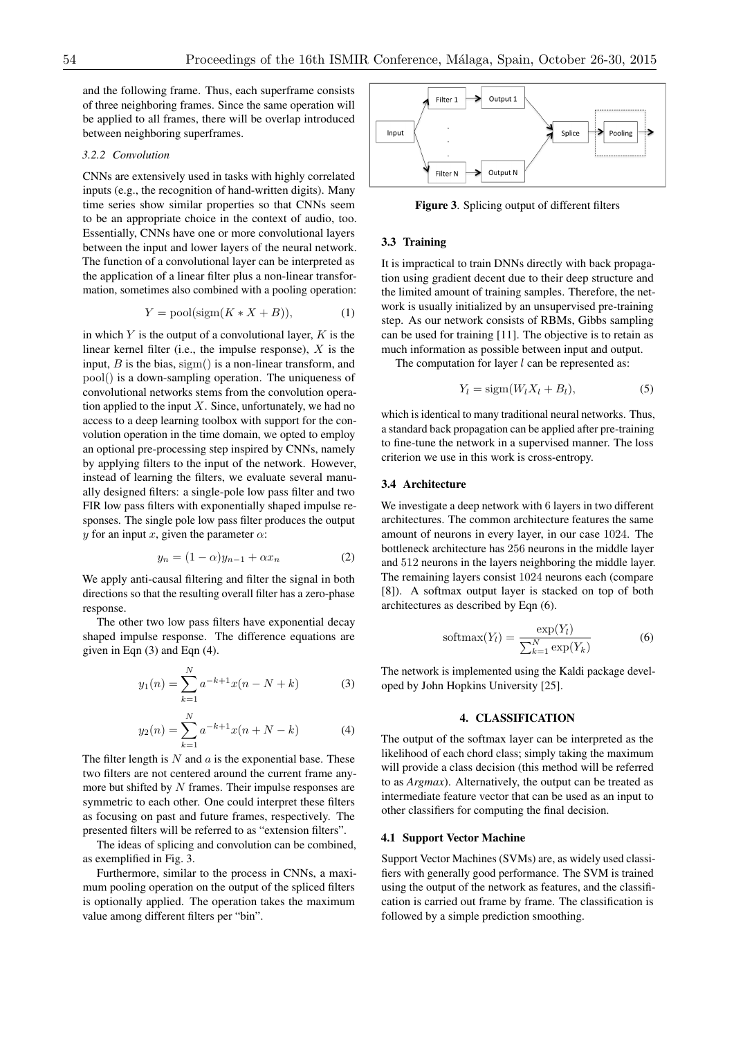and the following frame. Thus, each superframe consists of three neighboring frames. Since the same operation will be applied to all frames, there will be overlap introduced between neighboring superframes.

#### *3.2.2 Convolution*

CNNs are extensively used in tasks with highly correlated inputs (e.g., the recognition of hand-written digits). Many time series show similar properties so that CNNs seem to be an appropriate choice in the context of audio, too. Essentially, CNNs have one or more convolutional layers between the input and lower layers of the neural network. The function of a convolutional layer can be interpreted as the application of a linear filter plus a non-linear transformation, sometimes also combined with a pooling operation:

$$Y = \text{pool}(\text{sigm}(K * X + B)), \tag{1}$$

in which $Y$ is the output of a convolutional layer, $K$ is the linear kernel filter (i.e., the impulse response), $X$ is the input, $B$ is the bias, $\text{sigm}()$ is a non-linear transform, and $\text{pool}()$ is a down-sampling operation. The uniqueness of convolutional networks stems from the convolution operation applied to the input $X$. Since, unfortunately, we had no access to a deep learning toolbox with support for the convolution operation in the time domain, we opted to employ an optional pre-processing step inspired by CNNs, namely by applying filters to the input of the network. However, instead of learning the filters, we evaluate several manually designed filters: a single-pole low pass filter and two FIR low pass filters with exponentially shaped impulse responses. The single pole low pass filter produces the output $y$ for an input $x$, given the parameter $\alpha$:

$$y_n = (1 - \alpha)y_{n-1} + \alpha x_n \tag{2}$$

We apply anti-causal filtering and filter the signal in both directions so that the resulting overall filter has a zero-phase response.

The other two low pass filters have exponential decay shaped impulse response. The difference equations are given in Eqn (3) and Eqn (4).

$$y_1(n) = \sum_{k=1}^{N} a^{-k+1} x(n - N + k) \tag{3}$$

$$y_2(n) = \sum_{k=1}^{N} a^{-k+1} x(n + N - k) \tag{4}$$

The filter length is $N$ and $a$ is the exponential base. These two filters are not centered around the current frame anymore but shifted by $N$ frames. Their impulse responses are symmetric to each other. One could interpret these filters as focusing on past and future frames, respectively. The presented filters will be referred to as "extension filters".

The ideas of splicing and convolution can be combined, as exemplified in Fig. 3.

Furthermore, similar to the process in CNNs, a maximum pooling operation on the output of the spliced filters is optionally applied. The operation takes the maximum value among different filters per "bin".

**Figure 3**. Splicing output of different filters

### 3.3 Training

It is impractical to train DNNs directly with back propagation using gradient decent due to their deep structure and the limited amount of training samples. Therefore, the network is usually initialized by an unsupervised pre-training step. As our network consists of RBMs, Gibbs sampling can be used for training [11]. The objective is to retain as much information as possible between input and output.

The computation for layer $l$ can be represented as:

$$Y_l = \text{sigm}(W_l X_l + B_l), \tag{5}$$

which is identical to many traditional neural networks. Thus, a standard back propagation can be applied after pre-training to fine-tune the network in a supervised manner. The loss criterion we use in this work is cross-entropy.

### 3.4 Architecture

We investigate a deep network with 6 layers in two different architectures. The common architecture features the same amount of neurons in every layer, in our case 1024. The bottleneck architecture has 256 neurons in the middle layer and 512 neurons in the layers neighboring the middle layer. The remaining layers consist 1024 neurons each (compare [8]). A softmax output layer is stacked on top of both architectures as described by Eqn (6).

$$\text{softmax}(Y_l) = \frac{\exp(Y_l)}{\sum_{k=1}^{N} \exp(Y_k)} \tag{6}$$

The network is implemented using the Kaldi package developed by John Hopkins University [25].

## 4. CLASSIFICATION

The output of the softmax layer can be interpreted as the likelihood of each chord class; simply taking the maximum will provide a class decision (this method will be referred to as *Argmax*). Alternatively, the output can be treated as intermediate feature vector that can be used as an input to other classifiers for computing the final decision.

### 4.1 Support Vector Machine

Support Vector Machines (SVMs) are, as widely used classifiers with generally good performance. The SVM is trained using the output of the network as features, and the classification is carried out frame by frame. The classification is followed by a simple prediction smoothing.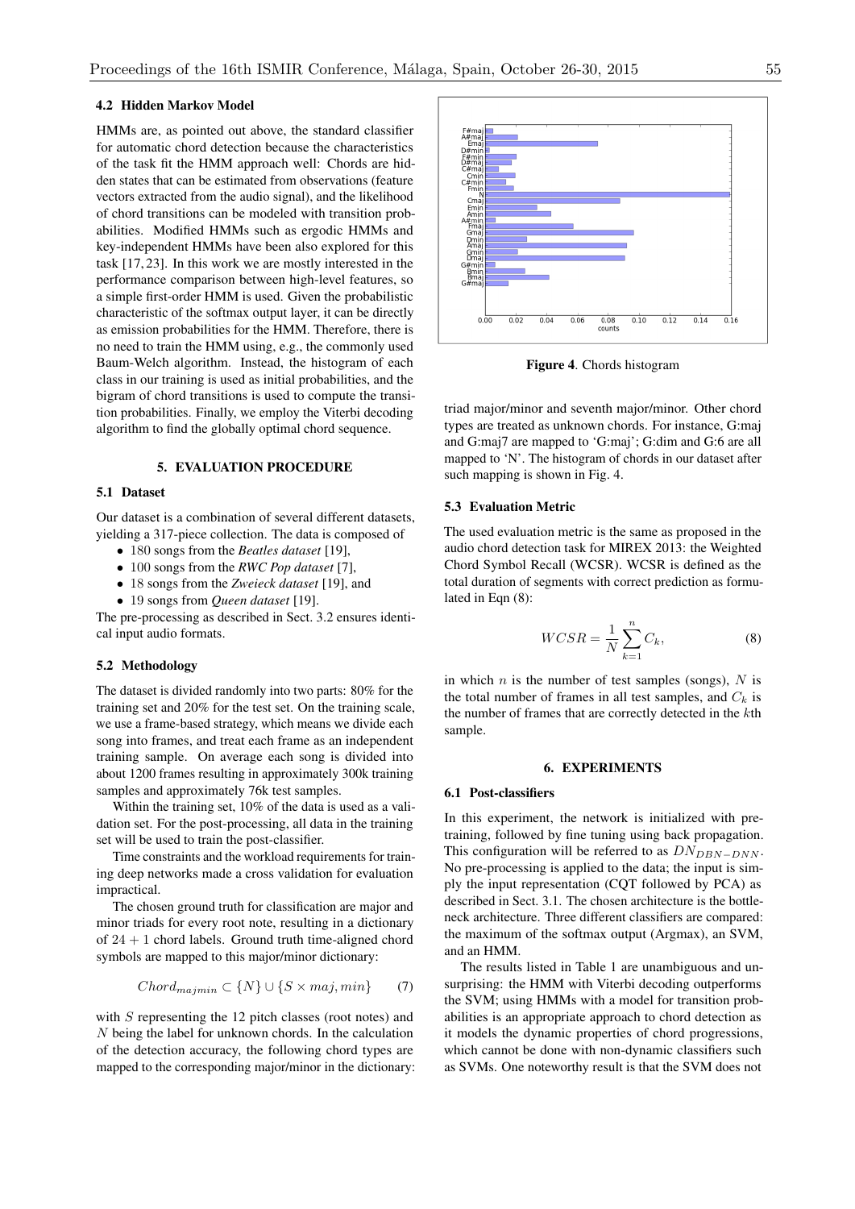### 4.2 Hidden Markov Model

HMMs are, as pointed out above, the standard classifier for automatic chord detection because the characteristics of the task fit the HMM approach well: Chords are hidden states that can be estimated from observations (feature vectors extracted from the audio signal), and the likelihood of chord transitions can be modeled with transition probabilities. Modified HMMs such as ergodic HMMs and key-independent HMMs have been also explored for this task [17, 23]. In this work we are mostly interested in the performance comparison between high-level features, so a simple first-order HMM is used. Given the probabilistic characteristic of the softmax output layer, it can be directly as emission probabilities for the HMM. Therefore, there is no need to train the HMM using, e.g., the commonly used Baum-Welch algorithm. Instead, the histogram of each class in our training is used as initial probabilities, and the bigram of chord transitions is used to compute the transition probabilities. Finally, we employ the Viterbi decoding algorithm to find the globally optimal chord sequence.

## 5. EVALUATION PROCEDURE

### 5.1 Dataset

Our dataset is a combination of several different datasets, yielding a 317-piece collection. The data is composed of

- 180 songs from the *Beatles dataset* [19],
- 100 songs from the *RWC Pop dataset* [7],
- 18 songs from the *Zweieck dataset* [19], and
- 19 songs from *Queen dataset* [19].

The pre-processing as described in Sect. 3.2 ensures identical input audio formats.

### 5.2 Methodology

The dataset is divided randomly into two parts: 80% for the training set and 20% for the test set. On the training scale, we use a frame-based strategy, which means we divide each song into frames, and treat each frame as an independent training sample. On average each song is divided into about 1200 frames resulting in approximately 300k training samples and approximately 76k test samples.

Within the training set, 10% of the data is used as a validation set. For the post-processing, all data in the training set will be used to train the post-classifier.

Time constraints and the workload requirements for training deep networks made a cross validation for evaluation impractical.

The chosen ground truth for classification are major and minor triads for every root note, resulting in a dictionary of $24 + 1$ chord labels. Ground truth time-aligned chord symbols are mapped to this major/minor dictionary:

$$Chord_{majmin} \subset \{N\} \cup \{S \times maj, min\} \tag{7}$$

with $S$ representing the 12 pitch classes (root notes) and $N$ being the label for unknown chords. In the calculation of the detection accuracy, the following chord types are mapped to the corresponding major/minor in the dictionary: triad major/minor and seventh major/minor. Other chord types are treated as unknown chords. For instance, G:maj and G:maj7 are mapped to 'G:maj'; G:dim and G:6 are all mapped to 'N'. The histogram of chords in our dataset after such mapping is shown in Fig. 4.

**Figure 4**. Chords histogram

### 5.3 Evaluation Metric

The used evaluation metric is the same as proposed in the audio chord detection task for MIREX 2013: the Weighted Chord Symbol Recall (WCSR). WCSR is defined as the total duration of segments with correct prediction as formulated in Eqn (8):

$$WCSR = \frac{1}{N} \sum_{k=1}^{n} C_k, \tag{8}$$

in which $n$ is the number of test samples (songs), $N$ is the total number of frames in all test samples, and $C_k$ is the number of frames that are correctly detected in the $k$th sample.

## 6. EXPERIMENTS

### 6.1 Post-classifiers

In this experiment, the network is initialized with pre-training, followed by fine tuning using back propagation. This configuration will be referred to as $DN_{DBN-DNN}$. No pre-processing is applied to the data; the input is simply the input representation (CQT followed by PCA) as described in Sect. 3.1. The chosen architecture is the bottleneck architecture. Three different classifiers are compared: the maximum of the softmax output (Argmax), an SVM, and an HMM.

The results listed in Table 1 are unambiguous and unsurprising: the HMM with Viterbi decoding outperforms the SVM; using HMMs with a model for transition probabilities is an appropriate approach to chord detection as it models the dynamic properties of chord progressions, which cannot be done with non-dynamic classifiers such as SVMs. One noteworthy result is that the SVM does not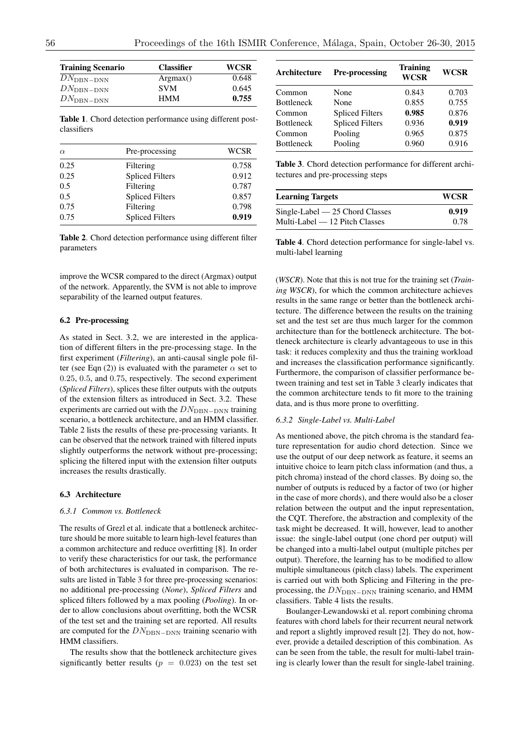| Training Scenario | Classifier | WCSR |
|---|---|---|
| $DN_{\mathrm{DBN-DNN}}$ | Argmax() | 0.648 |
| $DN_{\mathrm{DBN-DNN}}$ | SVM | 0.645 |
| $DN_{\mathrm{DBN-DNN}}$ | HMM | **0.755** |

**Table 1**. Chord detection performance using different post-classifiers

| $\alpha$ | Pre-processing | WCSR |
|---|---|---|
| 0.25 | Filtering | 0.758 |
| 0.25 | Spliced Filters | 0.912 |
| 0.5 | Filtering | 0.787 |
| 0.5 | Spliced Filters | 0.857 |
| 0.75 | Filtering | 0.798 |
| 0.75 | Spliced Filters | **0.919** |

**Table 2**. Chord detection performance using different filter parameters

improve the WCSR compared to the direct (Argmax) output of the network. Apparently, the SVM is not able to improve separability of the learned output features.

### 6.2 Pre-processing

As stated in Sect. 3.2, we are interested in the application of different filters in the pre-processing stage. In the first experiment (*Filtering*), an anti-causal single pole filter (see Eqn (2)) is evaluated with the parameter $\alpha$ set to $0.25$, $0.5$, and $0.75$, respectively. The second experiment (*Spliced Filters*), splices these filter outputs with the outputs of the extension filters as introduced in Sect. 3.2. These experiments are carried out with the $DN_{\mathrm{DBN-DNN}}$ training scenario, a bottleneck architecture, and an HMM classifier. Table 2 lists the results of these pre-processing variants. It can be observed that the network trained with filtered inputs slightly outperforms the network without pre-processing; splicing the filtered input with the extension filter outputs increases the results drastically.

### 6.3 Architecture

#### *6.3.1 Common vs. Bottleneck*

The results of Grezl et al. indicate that a bottleneck architecture should be more suitable to learn high-level features than a common architecture and reduce overfitting [8]. In order to verify these characteristics for our task, the performance of both architectures is evaluated in comparison. The results are listed in Table 3 for three pre-processing scenarios: no additional pre-processing (*None*), *Spliced Filters* and spliced filters followed by a max pooling (*Pooling*). In order to allow conclusions about overfitting, both the WCSR of the test set and the training set are reported. All results are computed for the $DN_{\mathrm{DBN-DNN}}$ training scenario with HMM classifiers.

The results show that the bottleneck architecture gives significantly better results ($p = 0.023$) on the test set

| Architecture | Pre-processing | Training WCSR | WCSR |
|---|---|---|---|
| Common | None | 0.843 | 0.703 |
| Bottleneck | None | 0.855 | 0.755 |
| Common | Spliced Filters | **0.985** | 0.876 |
| Bottleneck | Spliced Filters | 0.936 | **0.919** |
| Common | Pooling | 0.965 | 0.875 |
| Bottleneck | Pooling | 0.960 | 0.916 |

**Table 3**. Chord detection performance for different architectures and pre-processing steps

| Learning Targets | WCSR |
|---|---|
| Single-Label — 25 Chord Classes | **0.919** |
| Multi-Label — 12 Pitch Classes | 0.78 |

**Table 4**. Chord detection performance for single-label vs. multi-label learning

(*WSCR*). Note that this is not true for the training set (*Training WCSR*), for which the common architecture achieves results in the same range or better than the bottleneck architecture. The difference between the results on the training set and the test set are thus much larger for the common architecture than for the bottleneck architecture. The bottleneck architecture is clearly advantageous to use in this task: it reduces complexity and thus the training workload and increases the classification performance significantly. Furthermore, the comparison of classifier performance between training and test set in Table 3 clearly indicates that the common architecture tends to fit more to the training data, and is thus more prone to overfitting.

#### *6.3.2 Single-Label vs. Multi-Label*

As mentioned above, the pitch chroma is the standard feature representation for audio chord detection. Since we use the output of our deep network as feature, it seems an intuitive choice to learn pitch class information (and thus, a pitch chroma) instead of the chord classes. By doing so, the number of outputs is reduced by a factor of two (or higher in the case of more chords), and there would also be a closer relation between the output and the input representation, the CQT. Therefore, the abstraction and complexity of the task might be decreased. It will, however, lead to another issue: the single-label output (one chord per output) will be changed into a multi-label output (multiple pitches per output). Therefore, the learning has to be modified to allow multiple simultaneous (pitch class) labels. The experiment is carried out with both Splicing and Filtering in the pre-processing, the $DN_{\mathrm{DBN-DNN}}$ training scenario, and HMM classifiers. Table 4 lists the results.

Boulanger-Lewandowski et al. report combining chroma features with chord labels for their recurrent neural network and report a slightly improved result [2]. They do not, however, provide a detailed description of this combination. As can be seen from the table, the result for multi-label training is clearly lower than the result for single-label training.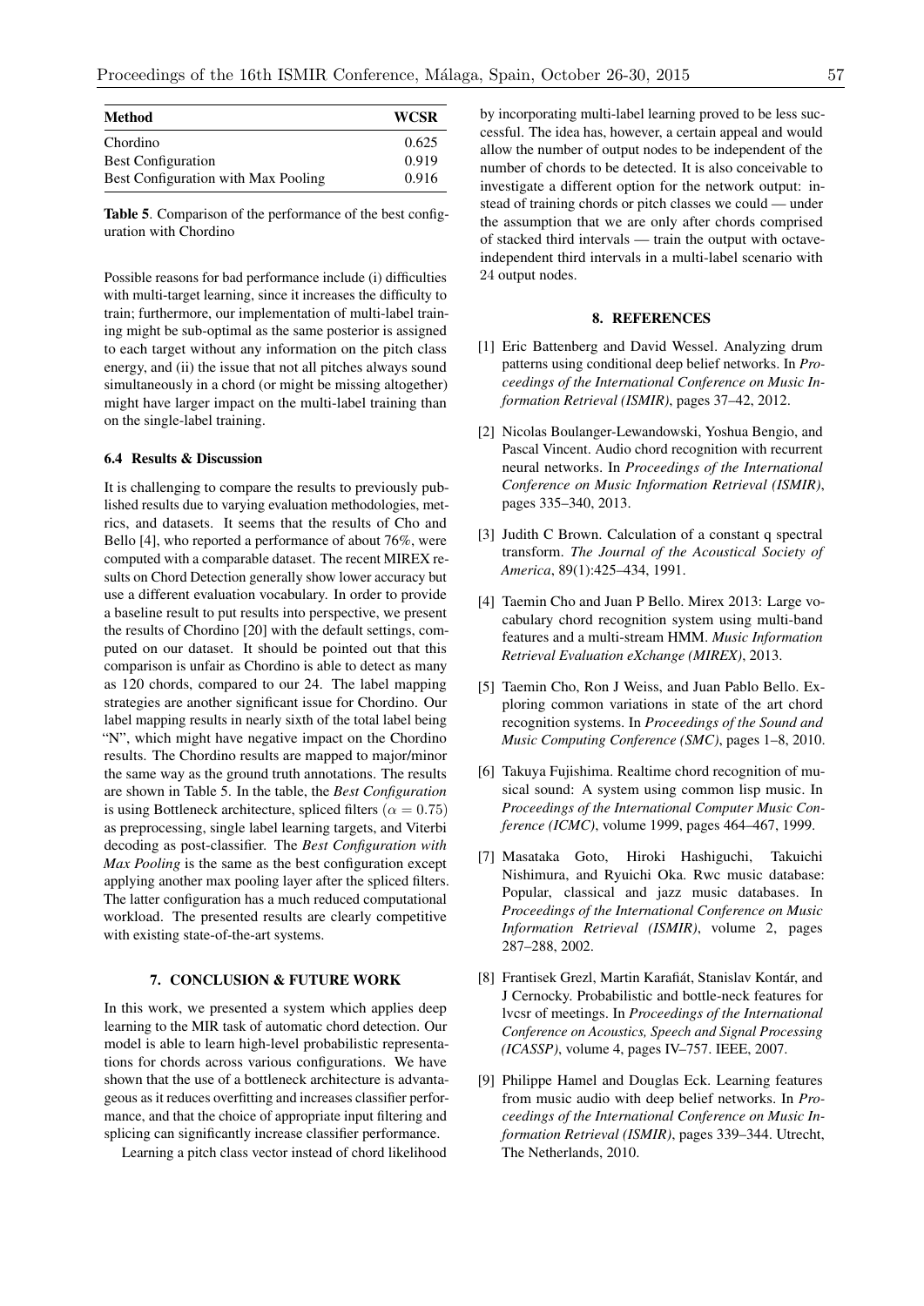| Method | WCSR |
|---|---|
| Chordino | 0.625 |
| Best Configuration | 0.919 |
| Best Configuration with Max Pooling | 0.916 |

**Table 5**. Comparison of the performance of the best configuration with Chordino

Possible reasons for bad performance include (i) difficulties with multi-target learning, since it increases the difficulty to train; furthermore, our implementation of multi-label training might be sub-optimal as the same posterior is assigned to each target without any information on the pitch class energy, and (ii) the issue that not all pitches always sound simultaneously in a chord (or might be missing altogether) might have larger impact on the multi-label training than on the single-label training.

### 6.4 Results & Discussion

It is challenging to compare the results to previously published results due to varying evaluation methodologies, metrics, and datasets. It seems that the results of Cho and Bello [4], who reported a performance of about 76%, were computed with a comparable dataset. The recent MIREX results on Chord Detection generally show lower accuracy but use a different evaluation vocabulary. In order to provide a baseline result to put results into perspective, we present the results of Chordino [20] with the default settings, computed on our dataset. It should be pointed out that this comparison is unfair as Chordino is able to detect as many as 120 chords, compared to our 24. The label mapping strategies are another significant issue for Chordino. Our label mapping results in nearly sixth of the total label being "N", which might have negative impact on the Chordino results. The Chordino results are mapped to major/minor the same way as the ground truth annotations. The results are shown in Table 5. In the table, the *Best Configuration* is using Bottleneck architecture, spliced filters ($\alpha = 0.75$) as preprocessing, single label learning targets, and Viterbi decoding as post-classifier. The *Best Configuration with Max Pooling* is the same as the best configuration except applying another max pooling layer after the spliced filters. The latter configuration has a much reduced computational workload. The presented results are clearly competitive with existing state-of-the-art systems.

## 7. CONCLUSION & FUTURE WORK

In this work, we presented a system which applies deep learning to the MIR task of automatic chord detection. Our model is able to learn high-level probabilistic representations for chords across various configurations. We have shown that the use of a bottleneck architecture is advantageous as it reduces overfitting and increases classifier performance, and that the choice of appropriate input filtering and splicing can significantly increase classifier performance.

Learning a pitch class vector instead of chord likelihood by incorporating multi-label learning proved to be less successful. The idea has, however, a certain appeal and would allow the number of output nodes to be independent of the number of chords to be detected. It is also conceivable to investigate a different option for the network output: instead of training chords or pitch classes we could — under the assumption that we are only after chords comprised of stacked third intervals — train the output with octave-independent third intervals in a multi-label scenario with 24 output nodes.

## 8. REFERENCES

[1] Eric Battenberg and David Wessel. Analyzing drum patterns using conditional deep belief networks. In *Proceedings of the International Conference on Music Information Retrieval (ISMIR)*, pages 37–42, 2012.

[2] Nicolas Boulanger-Lewandowski, Yoshua Bengio, and Pascal Vincent. Audio chord recognition with recurrent neural networks. In *Proceedings of the International Conference on Music Information Retrieval (ISMIR)*, pages 335–340, 2013.

[3] Judith C Brown. Calculation of a constant q spectral transform. *The Journal of the Acoustical Society of America*, 89(1):425–434, 1991.

[4] Taemin Cho and Juan P Bello. Mirex 2013: Large vocabulary chord recognition system using multi-band features and a multi-stream HMM. *Music Information Retrieval Evaluation eXchange (MIREX)*, 2013.

[5] Taemin Cho, Ron J Weiss, and Juan Pablo Bello. Exploring common variations in state of the art chord recognition systems. In *Proceedings of the Sound and Music Computing Conference (SMC)*, pages 1–8, 2010.

[6] Takuya Fujishima. Realtime chord recognition of musical sound: A system using common lisp music. In *Proceedings of the International Computer Music Conference (ICMC)*, volume 1999, pages 464–467, 1999.

[7] Masataka Goto, Hiroki Hashiguchi, Takuichi Nishimura, and Ryuichi Oka. Rwc music database: Popular, classical and jazz music databases. In *Proceedings of the International Conference on Music Information Retrieval (ISMIR)*, volume 2, pages 287–288, 2002.

[8] Frantisek Grezl, Martin Karafiát, Stanislav Kontár, and J Cernocky. Probabilistic and bottle-neck features for lvcsr of meetings. In *Proceedings of the International Conference on Acoustics, Speech and Signal Processing (ICASSP)*, volume 4, pages IV–757. IEEE, 2007.

[9] Philippe Hamel and Douglas Eck. Learning features from music audio with deep belief networks. In *Proceedings of the International Conference on Music Information Retrieval (ISMIR)*, pages 339–344. Utrecht, The Netherlands, 2010.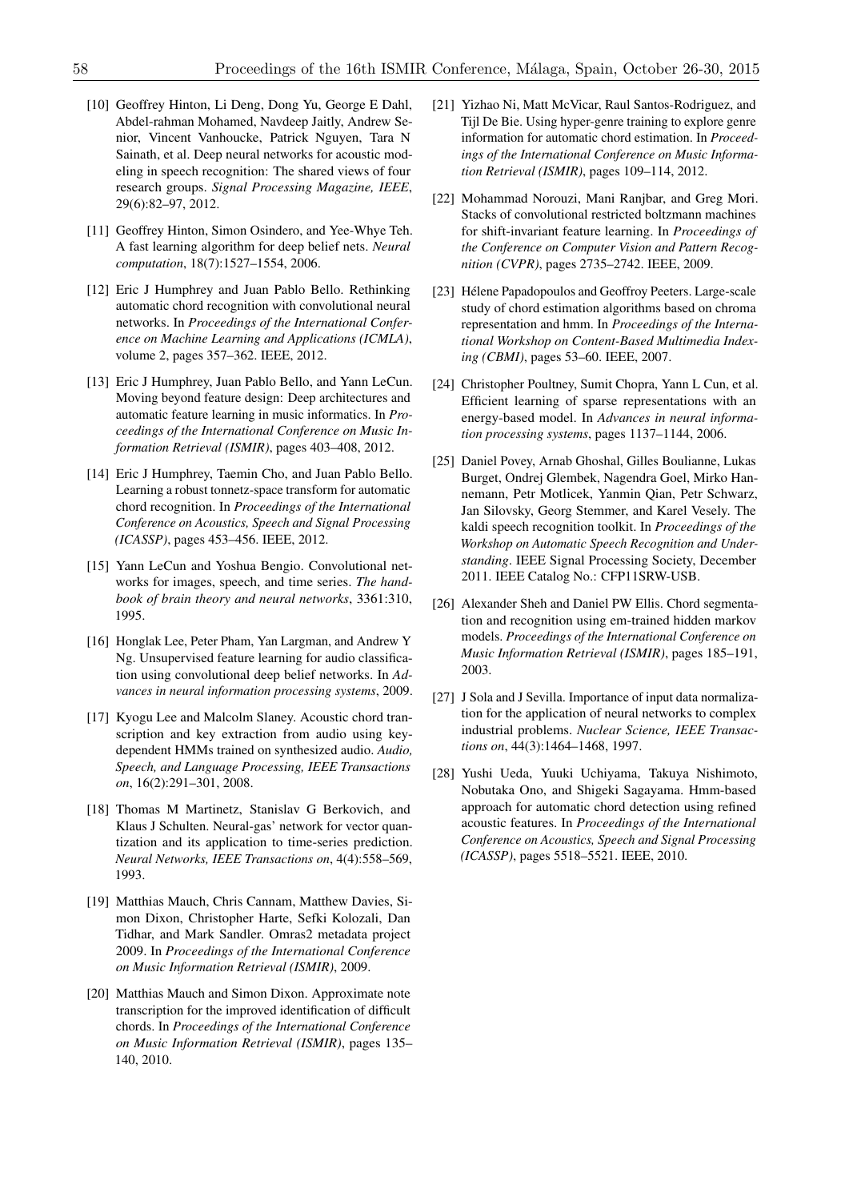[10] Geoffrey Hinton, Li Deng, Dong Yu, George E Dahl, Abdel-rahman Mohamed, Navdeep Jaitly, Andrew Senior, Vincent Vanhoucke, Patrick Nguyen, Tara N Sainath, et al. Deep neural networks for acoustic modeling in speech recognition: The shared views of four research groups. *Signal Processing Magazine, IEEE*, 29(6):82–97, 2012.

[11] Geoffrey Hinton, Simon Osindero, and Yee-Whye Teh. A fast learning algorithm for deep belief nets. *Neural computation*, 18(7):1527–1554, 2006.

[12] Eric J Humphrey and Juan Pablo Bello. Rethinking automatic chord recognition with convolutional neural networks. In *Proceedings of the International Conference on Machine Learning and Applications (ICMLA)*, volume 2, pages 357–362. IEEE, 2012.

[13] Eric J Humphrey, Juan Pablo Bello, and Yann LeCun. Moving beyond feature design: Deep architectures and automatic feature learning in music informatics. In *Proceedings of the International Conference on Music Information Retrieval (ISMIR)*, pages 403–408, 2012.

[14] Eric J Humphrey, Taemin Cho, and Juan Pablo Bello. Learning a robust tonnetz-space transform for automatic chord recognition. In *Proceedings of the International Conference on Acoustics, Speech and Signal Processing (ICASSP)*, pages 453–456. IEEE, 2012.

[15] Yann LeCun and Yoshua Bengio. Convolutional networks for images, speech, and time series. *The handbook of brain theory and neural networks*, 3361:310, 1995.

[16] Honglak Lee, Peter Pham, Yan Largman, and Andrew Y Ng. Unsupervised feature learning for audio classification using convolutional deep belief networks. In *Advances in neural information processing systems*, 2009.

[17] Kyogu Lee and Malcolm Slaney. Acoustic chord transcription and key extraction from audio using key-dependent HMMs trained on synthesized audio. *Audio, Speech, and Language Processing, IEEE Transactions on*, 16(2):291–301, 2008.

[18] Thomas M Martinetz, Stanislav G Berkovich, and Klaus J Schulten. Neural-gas' network for vector quantization and its application to time-series prediction. *Neural Networks, IEEE Transactions on*, 4(4):558–569, 1993.

[19] Matthias Mauch, Chris Cannam, Matthew Davies, Simon Dixon, Christopher Harte, Sefki Kolozali, Dan Tidhar, and Mark Sandler. Omras2 metadata project 2009. In *Proceedings of the International Conference on Music Information Retrieval (ISMIR)*, 2009.

[20] Matthias Mauch and Simon Dixon. Approximate note transcription for the improved identification of difficult chords. In *Proceedings of the International Conference on Music Information Retrieval (ISMIR)*, pages 135–140, 2010.

[21] Yizhao Ni, Matt McVicar, Raul Santos-Rodriguez, and Tijl De Bie. Using hyper-genre training to explore genre information for automatic chord estimation. In *Proceedings of the International Conference on Music Information Retrieval (ISMIR)*, pages 109–114, 2012.

[22] Mohammad Norouzi, Mani Ranjbar, and Greg Mori. Stacks of convolutional restricted boltzmann machines for shift-invariant feature learning. In *Proceedings of the Conference on Computer Vision and Pattern Recognition (CVPR)*, pages 2735–2742. IEEE, 2009.

[23] Hélene Papadopoulos and Geoffroy Peeters. Large-scale study of chord estimation algorithms based on chroma representation and hmm. In *Proceedings of the International Workshop on Content-Based Multimedia Indexing (CBMI)*, pages 53–60. IEEE, 2007.

[24] Christopher Poultney, Sumit Chopra, Yann L Cun, et al. Efficient learning of sparse representations with an energy-based model. In *Advances in neural information processing systems*, pages 1137–1144, 2006.

[25] Daniel Povey, Arnab Ghoshal, Gilles Boulianne, Lukas Burget, Ondrej Glembek, Nagendra Goel, Mirko Hannemann, Petr Motlicek, Yanmin Qian, Petr Schwarz, Jan Silovsky, Georg Stemmer, and Karel Vesely. The kaldi speech recognition toolkit. In *Proceedings of the Workshop on Automatic Speech Recognition and Understanding*. IEEE Signal Processing Society, December 2011. IEEE Catalog No.: CFP11SRW-USB.

[26] Alexander Sheh and Daniel PW Ellis. Chord segmentation and recognition using em-trained hidden markov models. *Proceedings of the International Conference on Music Information Retrieval (ISMIR)*, pages 185–191, 2003.

[27] J Sola and J Sevilla. Importance of input data normalization for the application of neural networks to complex industrial problems. *Nuclear Science, IEEE Transactions on*, 44(3):1464–1468, 1997.

[28] Yushi Ueda, Yuuki Uchiyama, Takuya Nishimoto, Nobutaka Ono, and Shigeki Sagayama. Hmm-based approach for automatic chord detection using refined acoustic features. In *Proceedings of the International Conference on Acoustics, Speech and Signal Processing (ICASSP)*, pages 5518–5521. IEEE, 2010.